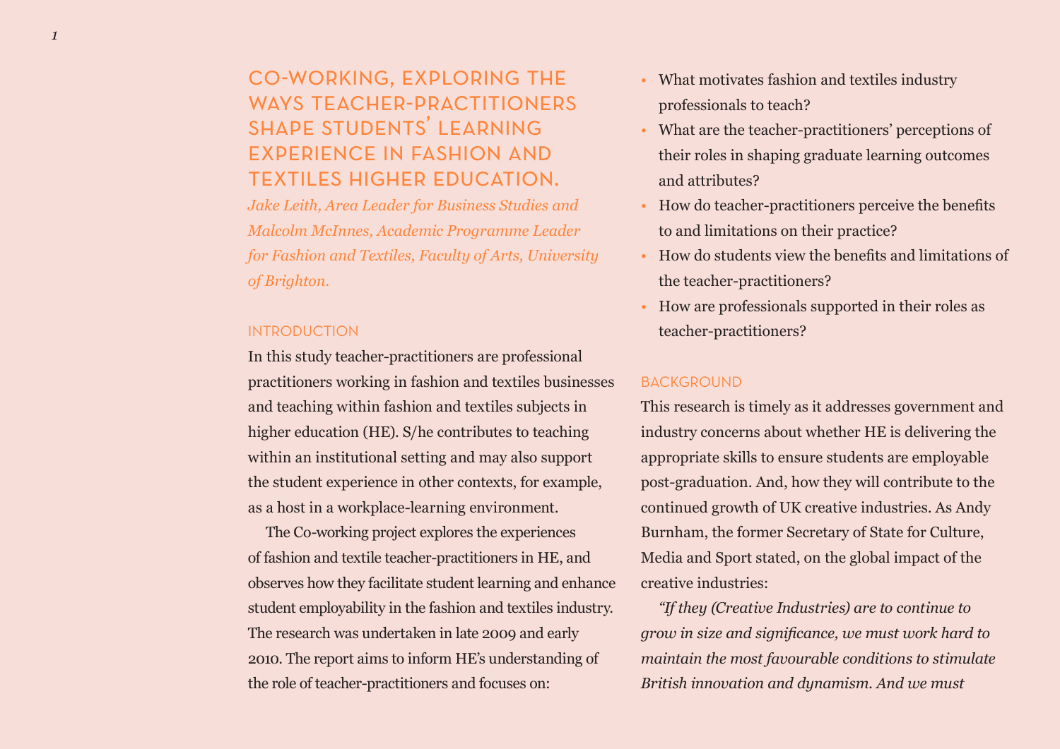# CO-WORKING, EXPLORING THE WAYS TEACHER-PRACTITIONERS SHAPE STUDENTS' LEARNING EXPERIENCE IN FASHION AND TEXTILES HIGHER EDUCATION.

*Jake Leith, Area Leader for Business Studies and Malcolm McInnes, Academic Programme Leader for Fashion and Textiles, Faculty of Arts, University of Brighton.*

## INTRODUCTION

In this study teacher-practitioners are professional practitioners working in fashion and textiles businesses and teaching within fashion and textiles subjects in higher education (HE). S/he contributes to teaching within an institutional setting and may also support the student experience in other contexts, for example, as a host in a workplace-learning environment.

The Co-working project explores the experiences of fashion and textile teacher-practitioners in HE, and observes how they facilitate student learning and enhance student employability in the fashion and textiles industry. The research was undertaken in late 2009 and early 2010. The report aims to inform HE's understanding of the role of teacher-practitioners and focuses on:

- What motivates fashion and textiles industry professionals to teach?
- What are the teacher-practitioners' perceptions of their roles in shaping graduate learning outcomes and attributes?
- How do teacher-practitioners perceive the benefits to and limitations on their practice?
- How do students view the benefits and limitations of the teacher-practitioners?
- How are professionals supported in their roles as teacher-practitioners?

## BACKGROUND

This research is timely as it addresses government and industry concerns about whether HE is delivering the appropriate skills to ensure students are employable post-graduation. And, how they will contribute to the continued growth of UK creative industries. As Andy Burnham, the former Secretary of State for Culture, Media and Sport stated, on the global impact of the creative industries:

*"If they (Creative Industries) are to continue to grow in size and significance, we must work hard to maintain the most favourable conditions to stimulate British innovation and dynamism. And we must*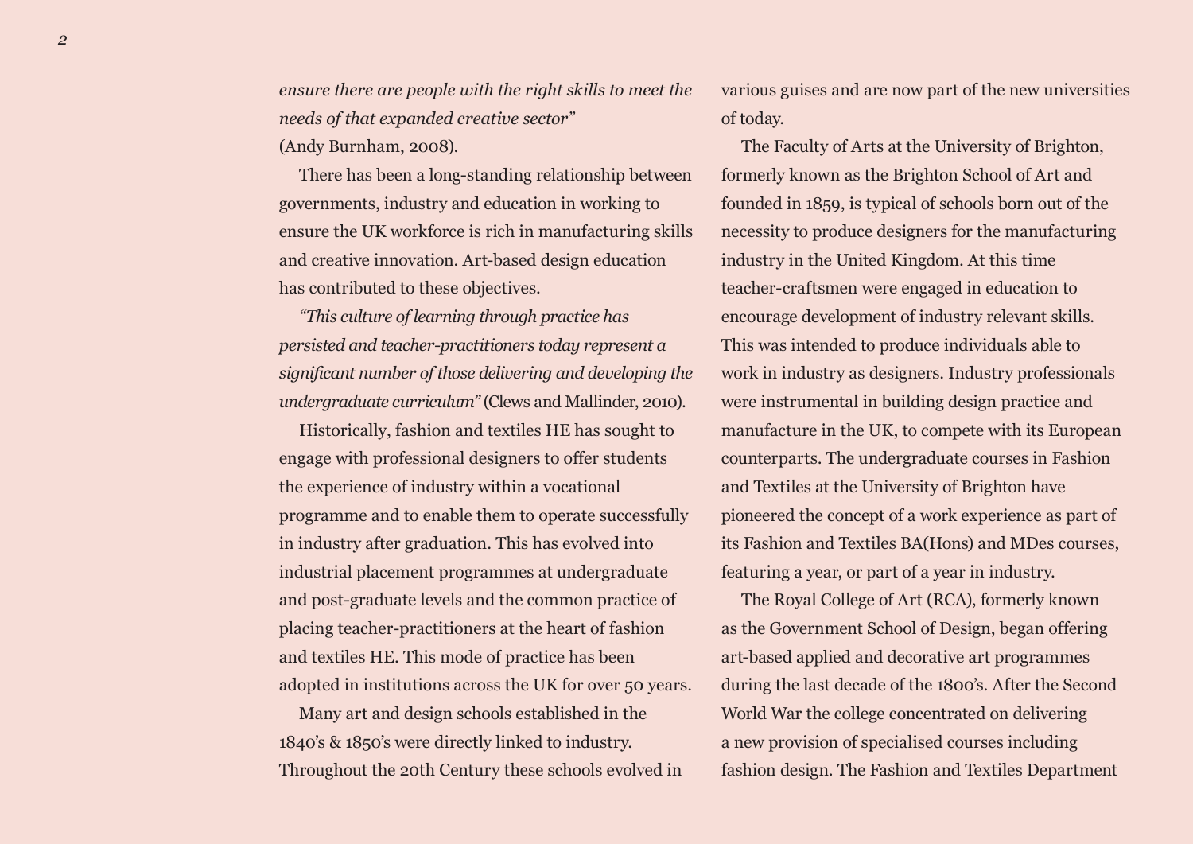*ensure there are people with the right skills to meet the needs of that expanded creative sector"* (Andy Burnham, 2008).

There has been a long-standing relationship between governments, industry and education in working to ensure the UK workforce is rich in manufacturing skills and creative innovation. Art-based design education has contributed to these objectives.

*"This culture of learning through practice has persisted and teacher-practitioners today represent a significant number of those delivering and developing the undergraduate curriculum"* (Clews and Mallinder, 2010).

Historically, fashion and textiles HE has sought to engage with professional designers to offer students the experience of industry within a vocational programme and to enable them to operate successfully in industry after graduation. This has evolved into industrial placement programmes at undergraduate and post-graduate levels and the common practice of placing teacher-practitioners at the heart of fashion and textiles HE. This mode of practice has been adopted in institutions across the UK for over 50 years.

Many art and design schools established in the 1840's & 1850's were directly linked to industry. Throughout the 20th Century these schools evolved in various guises and are now part of the new universities of today.

The Faculty of Arts at the University of Brighton, formerly known as the Brighton School of Art and founded in 1859, is typical of schools born out of the necessity to produce designers for the manufacturing industry in the United Kingdom. At this time teacher-craftsmen were engaged in education to encourage development of industry relevant skills. This was intended to produce individuals able to work in industry as designers. Industry professionals were instrumental in building design practice and manufacture in the UK, to compete with its European counterparts. The undergraduate courses in Fashion and Textiles at the University of Brighton have pioneered the concept of a work experience as part of its Fashion and Textiles BA(Hons) and MDes courses, featuring a year, or part of a year in industry.

The Royal College of Art (RCA), formerly known as the Government School of Design, began offering art-based applied and decorative art programmes during the last decade of the 1800's. After the Second World War the college concentrated on delivering a new provision of specialised courses including fashion design. The Fashion and Textiles Department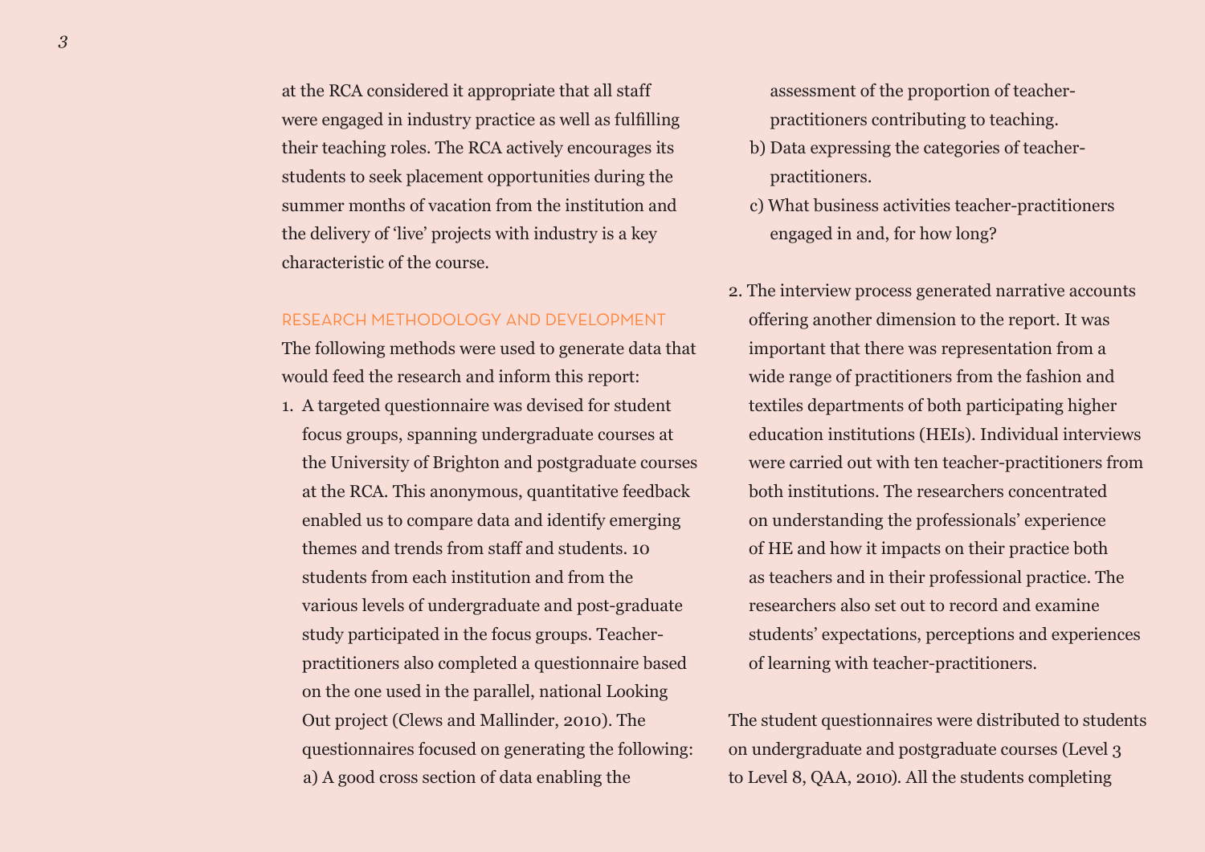at the RCA considered it appropriate that all staff were engaged in industry practice as well as fulfilling their teaching roles. The RCA actively encourages its students to seek placement opportunities during the summer months of vacation from the institution and the delivery of 'live' projects with industry is a key characteristic of the course.

## RESEARCH METHODOLOGY AND DEVELOPMENT

The following methods were used to generate data that would feed the research and inform this report:

1. A targeted questionnaire was devised for student focus groups, spanning undergraduate courses at the University of Brighton and postgraduate courses at the RCA. This anonymous, quantitative feedback enabled us to compare data and identify emerging themes and trends from staff and students. 10 students from each institution and from the various levels of undergraduate and post-graduate study participated in the focus groups. Teacher-practitioners also completed a questionnaire based on the one used in the parallel, national Looking Out project (Clews and Mallinder, 2010). The questionnaires focused on generating the following:
   a) A good cross section of data enabling the assessment of the proportion of teacher-practitioners contributing to teaching.
   b) Data expressing the categories of teacher-practitioners.
   c) What business activities teacher-practitioners engaged in and, for how long?

2. The interview process generated narrative accounts offering another dimension to the report. It was important that there was representation from a wide range of practitioners from the fashion and textiles departments of both participating higher education institutions (HEIs). Individual interviews were carried out with ten teacher-practitioners from both institutions. The researchers concentrated on understanding the professionals' experience of HE and how it impacts on their practice both as teachers and in their professional practice. The researchers also set out to record and examine students' expectations, perceptions and experiences of learning with teacher-practitioners.

The student questionnaires were distributed to students on undergraduate and postgraduate courses (Level 3 to Level 8, QAA, 2010). All the students completing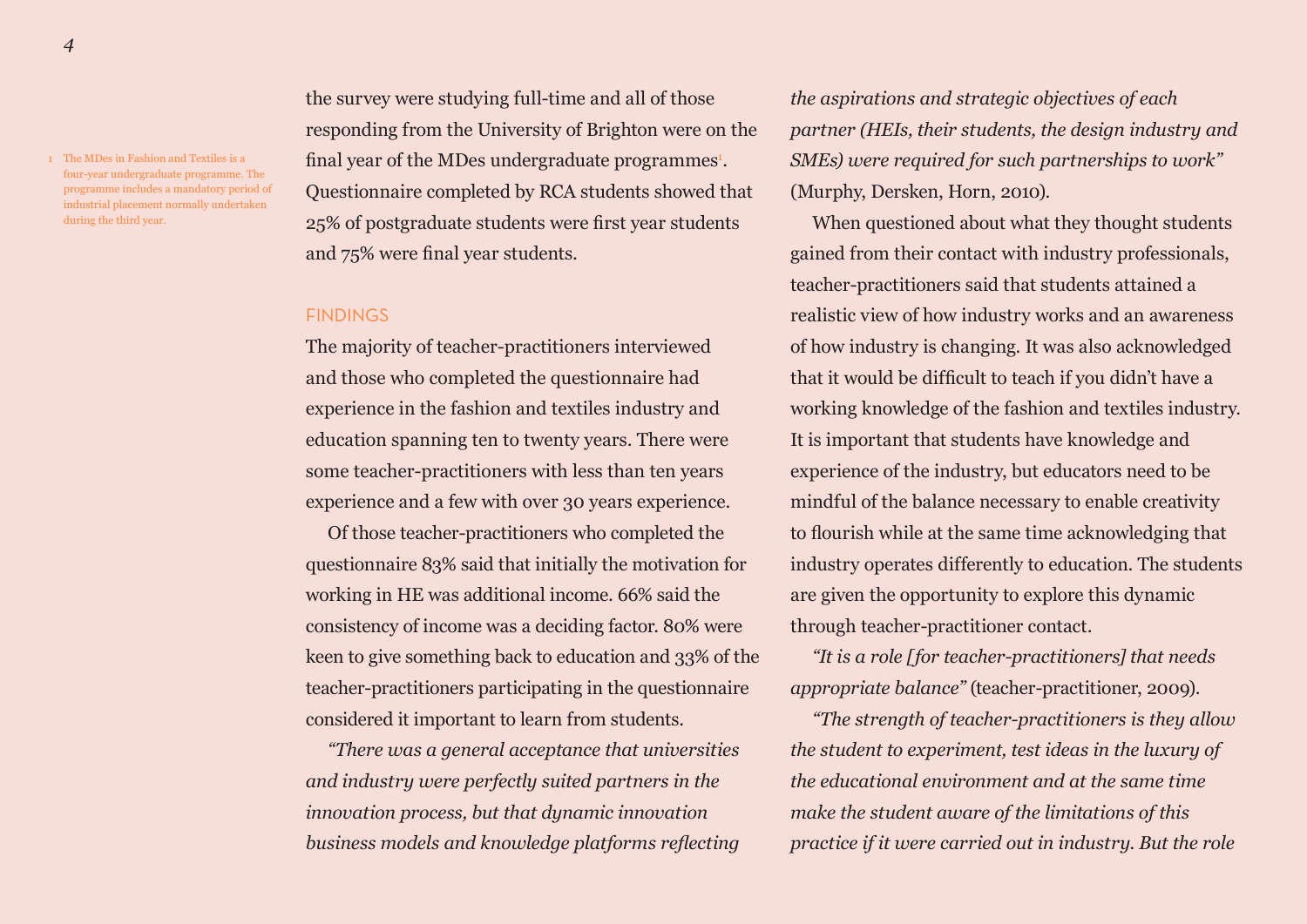the survey were studying full-time and all of those responding from the University of Brighton were on the final year of the MDes undergraduate programmes[1]. Questionnaire completed by RCA students showed that 25% of postgraduate students were first year students and 75% were final year students.

## FINDINGS

The majority of teacher-practitioners interviewed and those who completed the questionnaire had experience in the fashion and textiles industry and education spanning ten to twenty years. There were some teacher-practitioners with less than ten years experience and a few with over 30 years experience.

Of those teacher-practitioners who completed the questionnaire 83% said that initially the motivation for working in HE was additional income. 66% said the consistency of income was a deciding factor. 80% were keen to give something back to education and 33% of the teacher-practitioners participating in the questionnaire considered it important to learn from students.

*"There was a general acceptance that universities and industry were perfectly suited partners in the innovation process, but that dynamic innovation business models and knowledge platforms reflecting the aspirations and strategic objectives of each partner (HEIs, their students, the design industry and SMEs) were required for such partnerships to work"* (Murphy, Dersken, Horn, 2010).

When questioned about what they thought students gained from their contact with industry professionals, teacher-practitioners said that students attained a realistic view of how industry works and an awareness of how industry is changing. It was also acknowledged that it would be difficult to teach if you didn't have a working knowledge of the fashion and textiles industry. It is important that students have knowledge and experience of the industry, but educators need to be mindful of the balance necessary to enable creativity to flourish while at the same time acknowledging that industry operates differently to education. The students are given the opportunity to explore this dynamic through teacher-practitioner contact.

*"It is a role [for teacher-practitioners] that needs appropriate balance"* (teacher-practitioner, 2009).

*"The strength of teacher-practitioners is they allow the student to experiment, test ideas in the luxury of the educational environment and at the same time make the student aware of the limitations of this practice if it were carried out in industry. But the role*

[1] The MDes in Fashion and Textiles is a four-year undergraduate programme. The programme includes a mandatory period of industrial placement normally undertaken during the third year.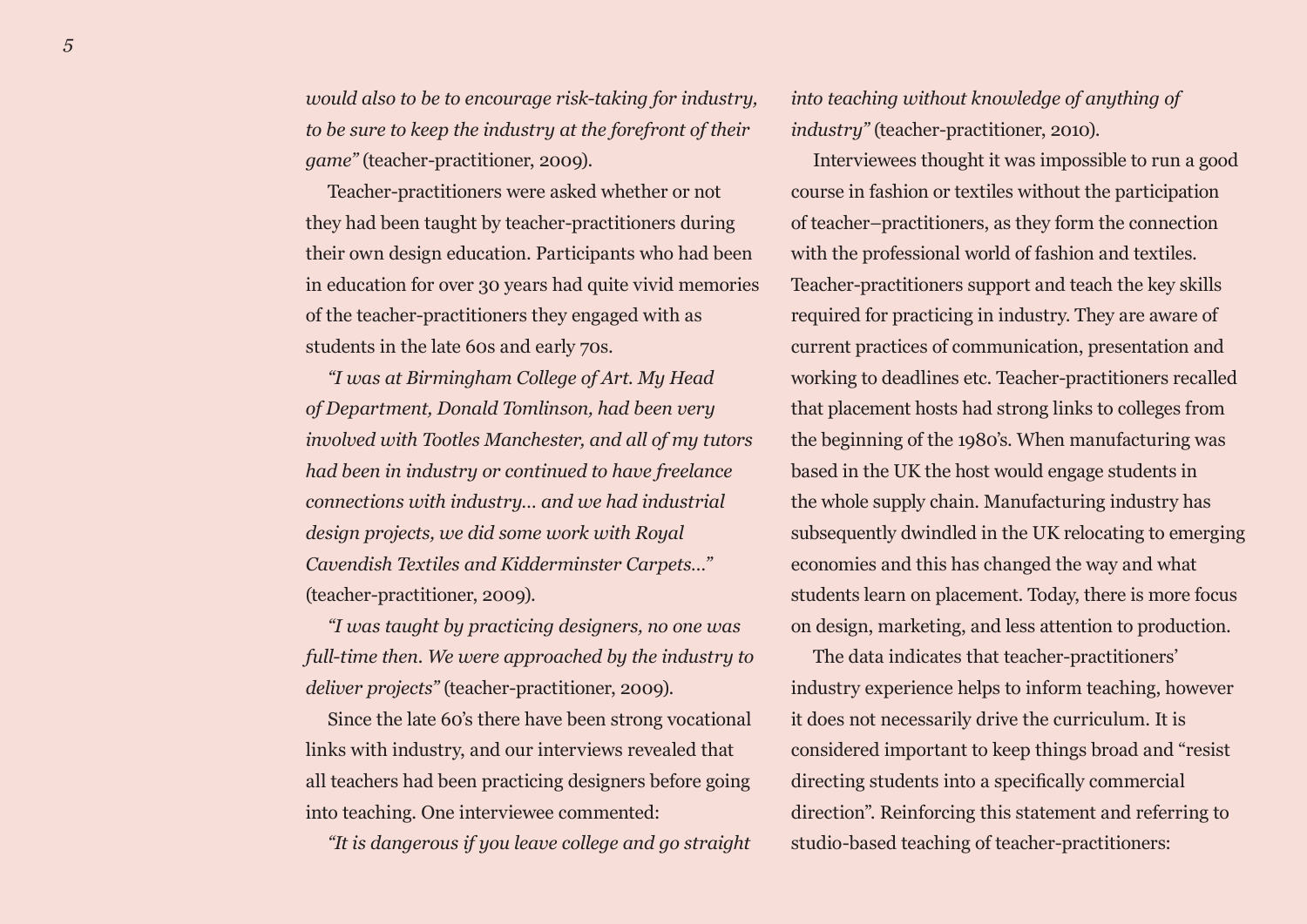*would also to be to encourage risk-taking for industry, to be sure to keep the industry at the forefront of their game"* (teacher-practitioner, 2009).

Teacher-practitioners were asked whether or not they had been taught by teacher-practitioners during their own design education. Participants who had been in education for over 30 years had quite vivid memories of the teacher-practitioners they engaged with as students in the late 60s and early 70s.

*"I was at Birmingham College of Art. My Head of Department, Donald Tomlinson, had been very involved with Tootles Manchester, and all of my tutors had been in industry or continued to have freelance connections with industry… and we had industrial design projects, we did some work with Royal Cavendish Textiles and Kidderminster Carpets…"* (teacher-practitioner, 2009).

*"I was taught by practicing designers, no one was full-time then. We were approached by the industry to deliver projects"* (teacher-practitioner, 2009).

Since the late 60's there have been strong vocational links with industry, and our interviews revealed that all teachers had been practicing designers before going into teaching. One interviewee commented:

*"It is dangerous if you leave college and go straight into teaching without knowledge of anything of industry"* (teacher-practitioner, 2010).

Interviewees thought it was impossible to run a good course in fashion or textiles without the participation of teacher–practitioners, as they form the connection with the professional world of fashion and textiles. Teacher-practitioners support and teach the key skills required for practicing in industry. They are aware of current practices of communication, presentation and working to deadlines etc. Teacher-practitioners recalled that placement hosts had strong links to colleges from the beginning of the 1980's. When manufacturing was based in the UK the host would engage students in the whole supply chain. Manufacturing industry has subsequently dwindled in the UK relocating to emerging economies and this has changed the way and what students learn on placement. Today, there is more focus on design, marketing, and less attention to production.

The data indicates that teacher-practitioners' industry experience helps to inform teaching, however it does not necessarily drive the curriculum. It is considered important to keep things broad and "resist directing students into a specifically commercial direction". Reinforcing this statement and referring to studio-based teaching of teacher-practitioners: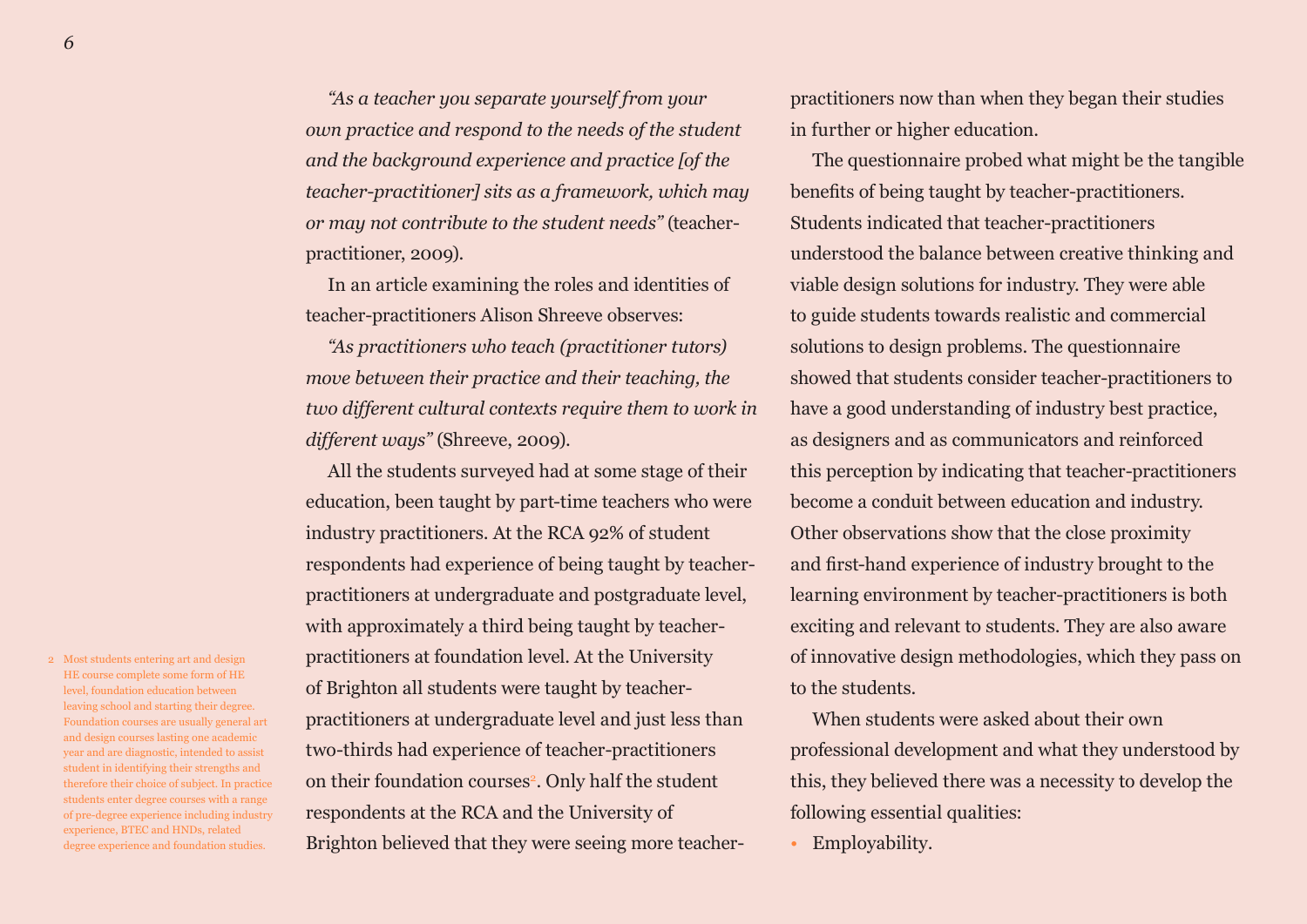*"As a teacher you separate yourself from your own practice and respond to the needs of the student and the background experience and practice [of the teacher-practitioner] sits as a framework, which may or may not contribute to the student needs"* (teacher-practitioner, 2009).

In an article examining the roles and identities of teacher-practitioners Alison Shreeve observes:

*"As practitioners who teach (practitioner tutors) move between their practice and their teaching, the two different cultural contexts require them to work in different ways"* (Shreeve, 2009).

All the students surveyed had at some stage of their education, been taught by part-time teachers who were industry practitioners. At the RCA 92% of student respondents had experience of being taught by teacher-practitioners at undergraduate and postgraduate level, with approximately a third being taught by teacher-practitioners at foundation level. At the University of Brighton all students were taught by teacher-practitioners at undergraduate level and just less than two-thirds had experience of teacher-practitioners on their foundation courses[2]. Only half the student respondents at the RCA and the University of Brighton believed that they were seeing more teacher-practitioners now than when they began their studies in further or higher education.

The questionnaire probed what might be the tangible benefits of being taught by teacher-practitioners. Students indicated that teacher-practitioners understood the balance between creative thinking and viable design solutions for industry. They were able to guide students towards realistic and commercial solutions to design problems. The questionnaire showed that students consider teacher-practitioners to have a good understanding of industry best practice, as designers and as communicators and reinforced this perception by indicating that teacher-practitioners become a conduit between education and industry. Other observations show that the close proximity and first-hand experience of industry brought to the learning environment by teacher-practitioners is both exciting and relevant to students. They are also aware of innovative design methodologies, which they pass on to the students.

When students were asked about their own professional development and what they understood by this, they believed there was a necessity to develop the following essential qualities:

- Employability.

2 Most students entering art and design HE course complete some form of HE level, foundation education between leaving school and starting their degree. Foundation courses are usually general art and design courses lasting one academic year and are diagnostic, intended to assist student in identifying their strengths and therefore their choice of subject. In practice students enter degree courses with a range of pre-degree experience including industry experience, BTEC and HNDs, related degree experience and foundation studies.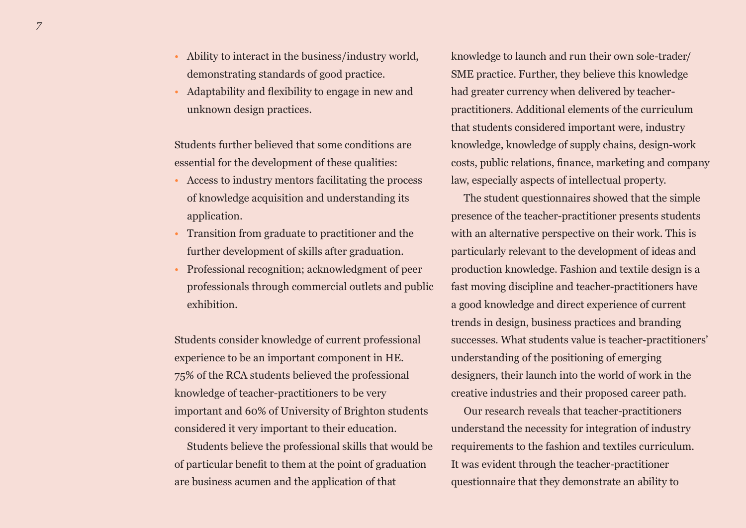- Ability to interact in the business/industry world, demonstrating standards of good practice.
- Adaptability and flexibility to engage in new and unknown design practices.

Students further believed that some conditions are essential for the development of these qualities:

- Access to industry mentors facilitating the process of knowledge acquisition and understanding its application.
- Transition from graduate to practitioner and the further development of skills after graduation.
- Professional recognition; acknowledgment of peer professionals through commercial outlets and public exhibition.

Students consider knowledge of current professional experience to be an important component in HE. 75% of the RCA students believed the professional knowledge of teacher-practitioners to be very important and 60% of University of Brighton students considered it very important to their education.

Students believe the professional skills that would be of particular benefit to them at the point of graduation are business acumen and the application of that knowledge to launch and run their own sole-trader/ SME practice. Further, they believe this knowledge had greater currency when delivered by teacher-practitioners. Additional elements of the curriculum that students considered important were, industry knowledge, knowledge of supply chains, design-work costs, public relations, finance, marketing and company law, especially aspects of intellectual property.

The student questionnaires showed that the simple presence of the teacher-practitioner presents students with an alternative perspective on their work. This is particularly relevant to the development of ideas and production knowledge. Fashion and textile design is a fast moving discipline and teacher-practitioners have a good knowledge and direct experience of current trends in design, business practices and branding successes. What students value is teacher-practitioners' understanding of the positioning of emerging designers, their launch into the world of work in the creative industries and their proposed career path.

Our research reveals that teacher-practitioners understand the necessity for integration of industry requirements to the fashion and textiles curriculum. It was evident through the teacher-practitioner questionnaire that they demonstrate an ability to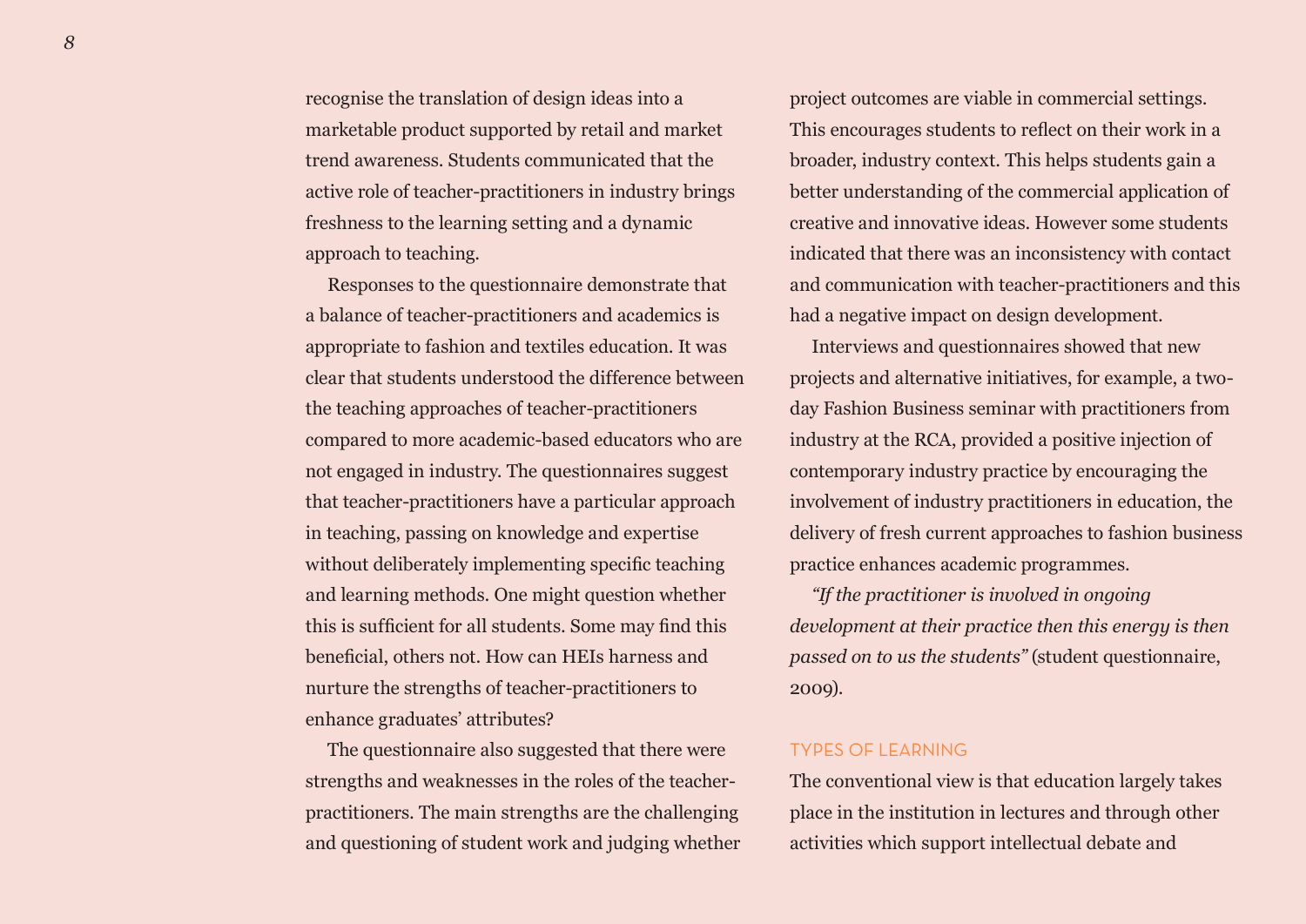recognise the translation of design ideas into a marketable product supported by retail and market trend awareness. Students communicated that the active role of teacher-practitioners in industry brings freshness to the learning setting and a dynamic approach to teaching.

Responses to the questionnaire demonstrate that a balance of teacher-practitioners and academics is appropriate to fashion and textiles education. It was clear that students understood the difference between the teaching approaches of teacher-practitioners compared to more academic-based educators who are not engaged in industry. The questionnaires suggest that teacher-practitioners have a particular approach in teaching, passing on knowledge and expertise without deliberately implementing specific teaching and learning methods. One might question whether this is sufficient for all students. Some may find this beneficial, others not. How can HEIs harness and nurture the strengths of teacher-practitioners to enhance graduates' attributes?

The questionnaire also suggested that there were strengths and weaknesses in the roles of the teacher-practitioners. The main strengths are the challenging and questioning of student work and judging whether project outcomes are viable in commercial settings. This encourages students to reflect on their work in a broader, industry context. This helps students gain a better understanding of the commercial application of creative and innovative ideas. However some students indicated that there was an inconsistency with contact and communication with teacher-practitioners and this had a negative impact on design development.

Interviews and questionnaires showed that new projects and alternative initiatives, for example, a two-day Fashion Business seminar with practitioners from industry at the RCA, provided a positive injection of contemporary industry practice by encouraging the involvement of industry practitioners in education, the delivery of fresh current approaches to fashion business practice enhances academic programmes.

*"If the practitioner is involved in ongoing development at their practice then this energy is then passed on to us the students"* (student questionnaire, 2009).

## TYPES OF LEARNING

The conventional view is that education largely takes place in the institution in lectures and through other activities which support intellectual debate and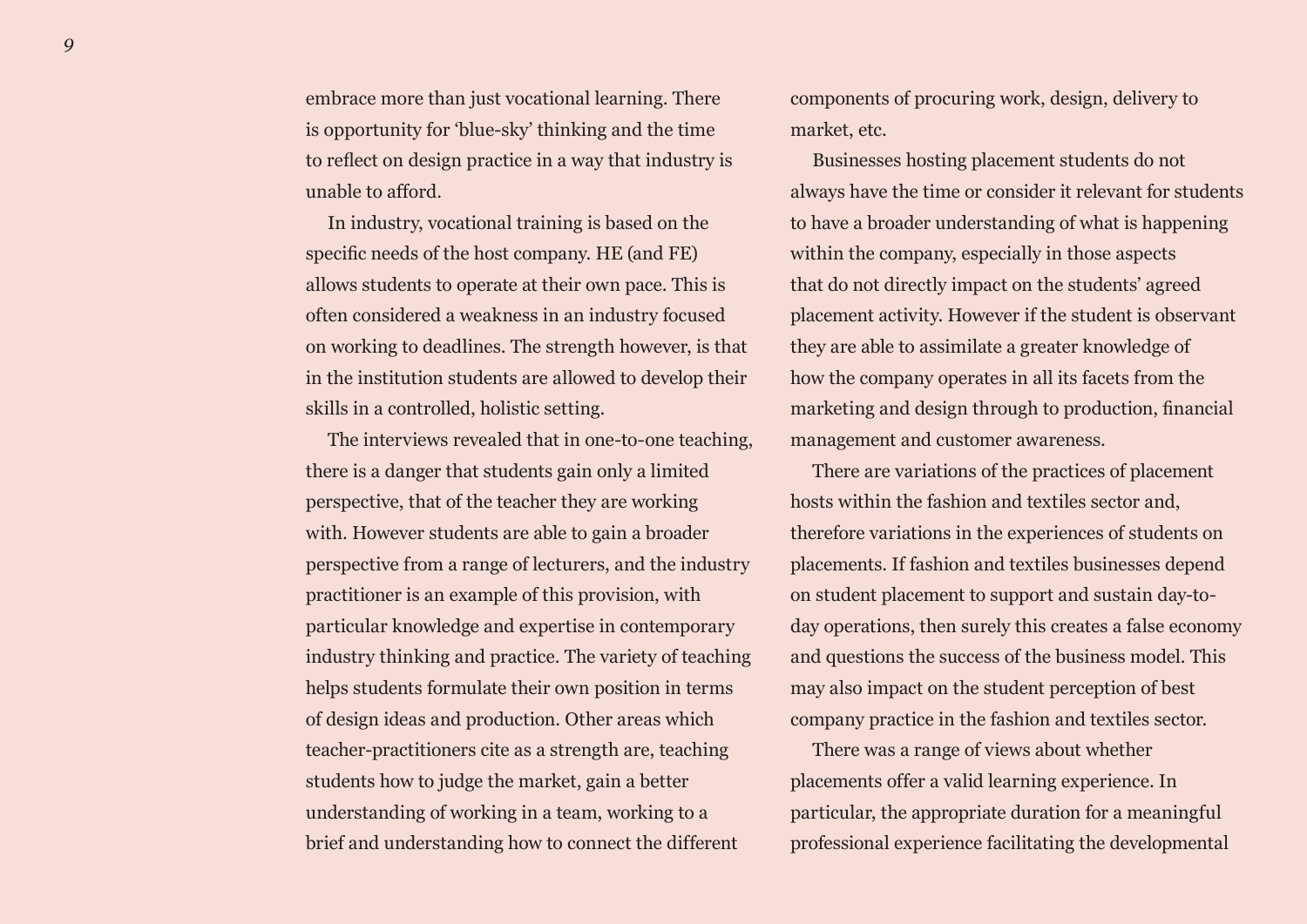embrace more than just vocational learning. There is opportunity for 'blue-sky' thinking and the time to reflect on design practice in a way that industry is unable to afford.

In industry, vocational training is based on the specific needs of the host company. HE (and FE) allows students to operate at their own pace. This is often considered a weakness in an industry focused on working to deadlines. The strength however, is that in the institution students are allowed to develop their skills in a controlled, holistic setting.

The interviews revealed that in one-to-one teaching, there is a danger that students gain only a limited perspective, that of the teacher they are working with. However students are able to gain a broader perspective from a range of lecturers, and the industry practitioner is an example of this provision, with particular knowledge and expertise in contemporary industry thinking and practice. The variety of teaching helps students formulate their own position in terms of design ideas and production. Other areas which teacher-practitioners cite as a strength are, teaching students how to judge the market, gain a better understanding of working in a team, working to a brief and understanding how to connect the different components of procuring work, design, delivery to market, etc.

Businesses hosting placement students do not always have the time or consider it relevant for students to have a broader understanding of what is happening within the company, especially in those aspects that do not directly impact on the students' agreed placement activity. However if the student is observant they are able to assimilate a greater knowledge of how the company operates in all its facets from the marketing and design through to production, financial management and customer awareness.

There are variations of the practices of placement hosts within the fashion and textiles sector and, therefore variations in the experiences of students on placements. If fashion and textiles businesses depend on student placement to support and sustain day-to-day operations, then surely this creates a false economy and questions the success of the business model. This may also impact on the student perception of best company practice in the fashion and textiles sector.

There was a range of views about whether placements offer a valid learning experience. In particular, the appropriate duration for a meaningful professional experience facilitating the developmental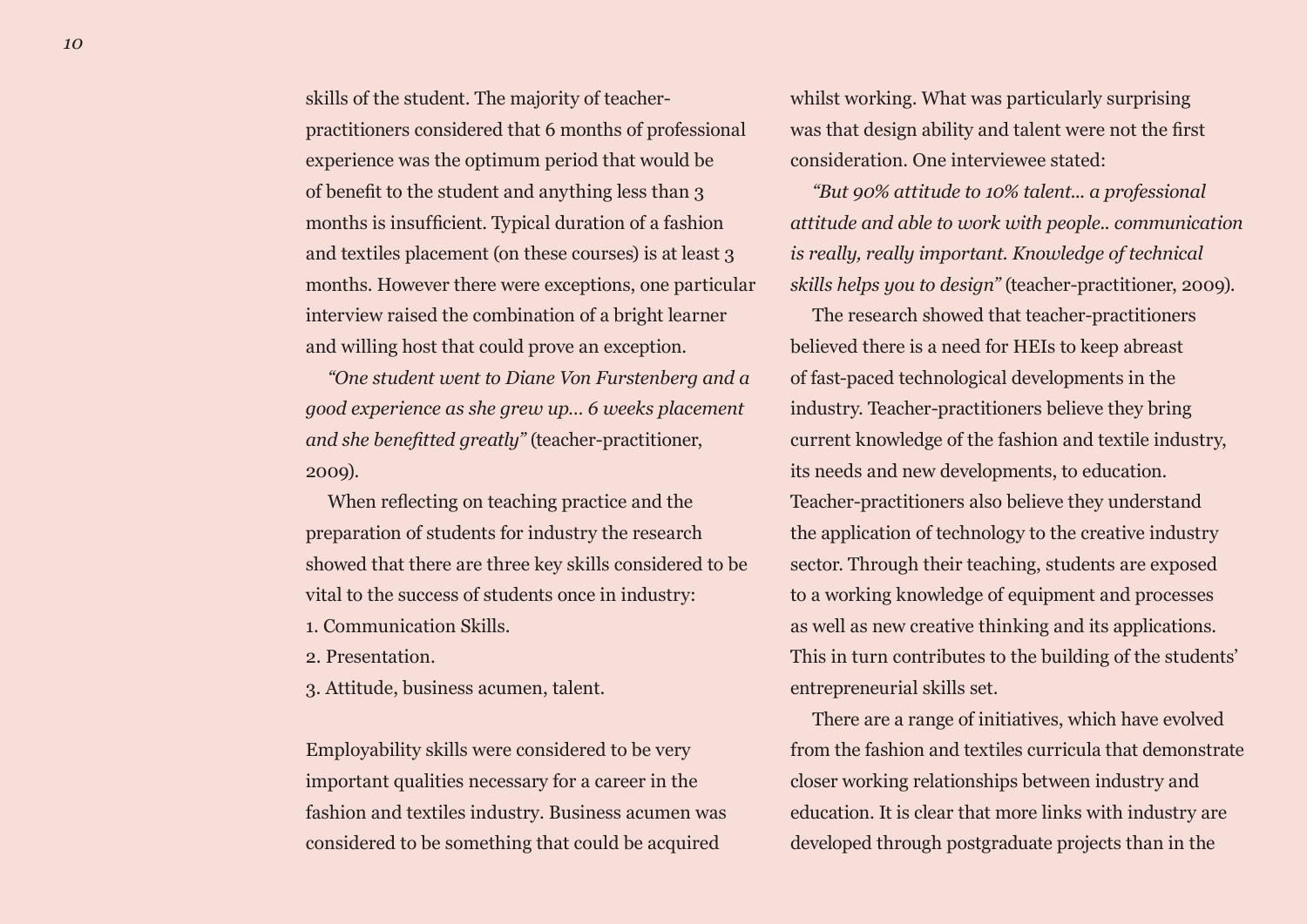skills of the student. The majority of teacher-practitioners considered that 6 months of professional experience was the optimum period that would be of benefit to the student and anything less than 3 months is insufficient. Typical duration of a fashion and textiles placement (on these courses) is at least 3 months. However there were exceptions, one particular interview raised the combination of a bright learner and willing host that could prove an exception.

*"One student went to Diane Von Furstenberg and a good experience as she grew up... 6 weeks placement and she benefitted greatly"* (teacher-practitioner, 2009).

When reflecting on teaching practice and the preparation of students for industry the research showed that there are three key skills considered to be vital to the success of students once in industry:

1. Communication Skills.
2. Presentation.
3. Attitude, business acumen, talent.

Employability skills were considered to be very important qualities necessary for a career in the fashion and textiles industry. Business acumen was considered to be something that could be acquired whilst working. What was particularly surprising was that design ability and talent were not the first consideration. One interviewee stated:

*"But 90% attitude to 10% talent... a professional attitude and able to work with people.. communication is really, really important. Knowledge of technical skills helps you to design"* (teacher-practitioner, 2009).

The research showed that teacher-practitioners believed there is a need for HEIs to keep abreast of fast-paced technological developments in the industry. Teacher-practitioners believe they bring current knowledge of the fashion and textile industry, its needs and new developments, to education. Teacher-practitioners also believe they understand the application of technology to the creative industry sector. Through their teaching, students are exposed to a working knowledge of equipment and processes as well as new creative thinking and its applications. This in turn contributes to the building of the students' entrepreneurial skills set.

There are a range of initiatives, which have evolved from the fashion and textiles curricula that demonstrate closer working relationships between industry and education. It is clear that more links with industry are developed through postgraduate projects than in the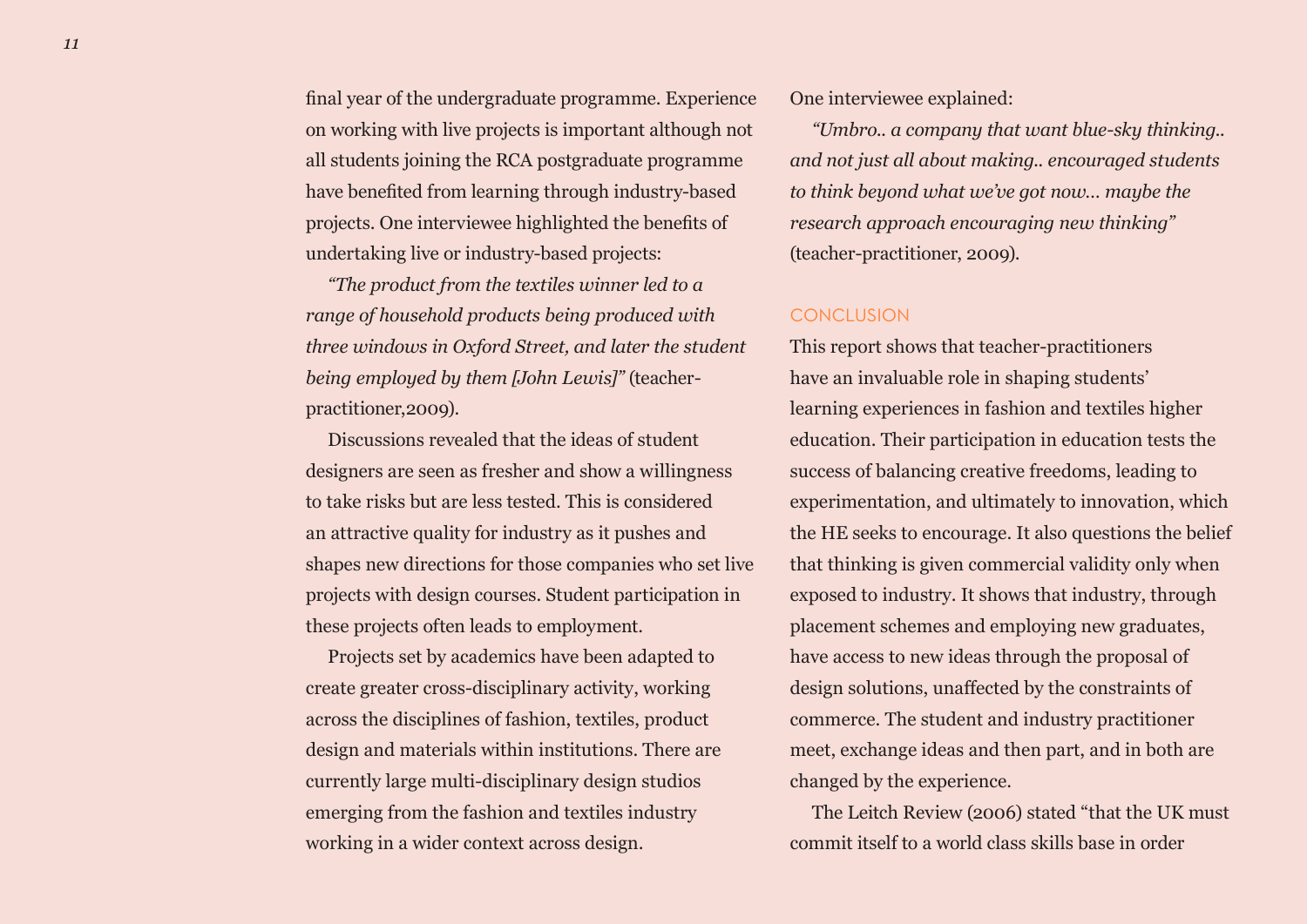final year of the undergraduate programme. Experience on working with live projects is important although not all students joining the RCA postgraduate programme have benefited from learning through industry-based projects. One interviewee highlighted the benefits of undertaking live or industry-based projects:

*"The product from the textiles winner led to a range of household products being produced with three windows in Oxford Street, and later the student being employed by them [John Lewis]"* (teacher-practitioner,2009).

Discussions revealed that the ideas of student designers are seen as fresher and show a willingness to take risks but are less tested. This is considered an attractive quality for industry as it pushes and shapes new directions for those companies who set live projects with design courses. Student participation in these projects often leads to employment.

Projects set by academics have been adapted to create greater cross-disciplinary activity, working across the disciplines of fashion, textiles, product design and materials within institutions. There are currently large multi-disciplinary design studios emerging from the fashion and textiles industry working in a wider context across design.

One interviewee explained:

*"Umbro.. a company that want blue-sky thinking.. and not just all about making.. encouraged students to think beyond what we've got now… maybe the research approach encouraging new thinking"* (teacher-practitioner, 2009).

## CONCLUSION

This report shows that teacher-practitioners have an invaluable role in shaping students' learning experiences in fashion and textiles higher education. Their participation in education tests the success of balancing creative freedoms, leading to experimentation, and ultimately to innovation, which the HE seeks to encourage. It also questions the belief that thinking is given commercial validity only when exposed to industry. It shows that industry, through placement schemes and employing new graduates, have access to new ideas through the proposal of design solutions, unaffected by the constraints of commerce. The student and industry practitioner meet, exchange ideas and then part, and in both are changed by the experience.

The Leitch Review (2006) stated "that the UK must commit itself to a world class skills base in order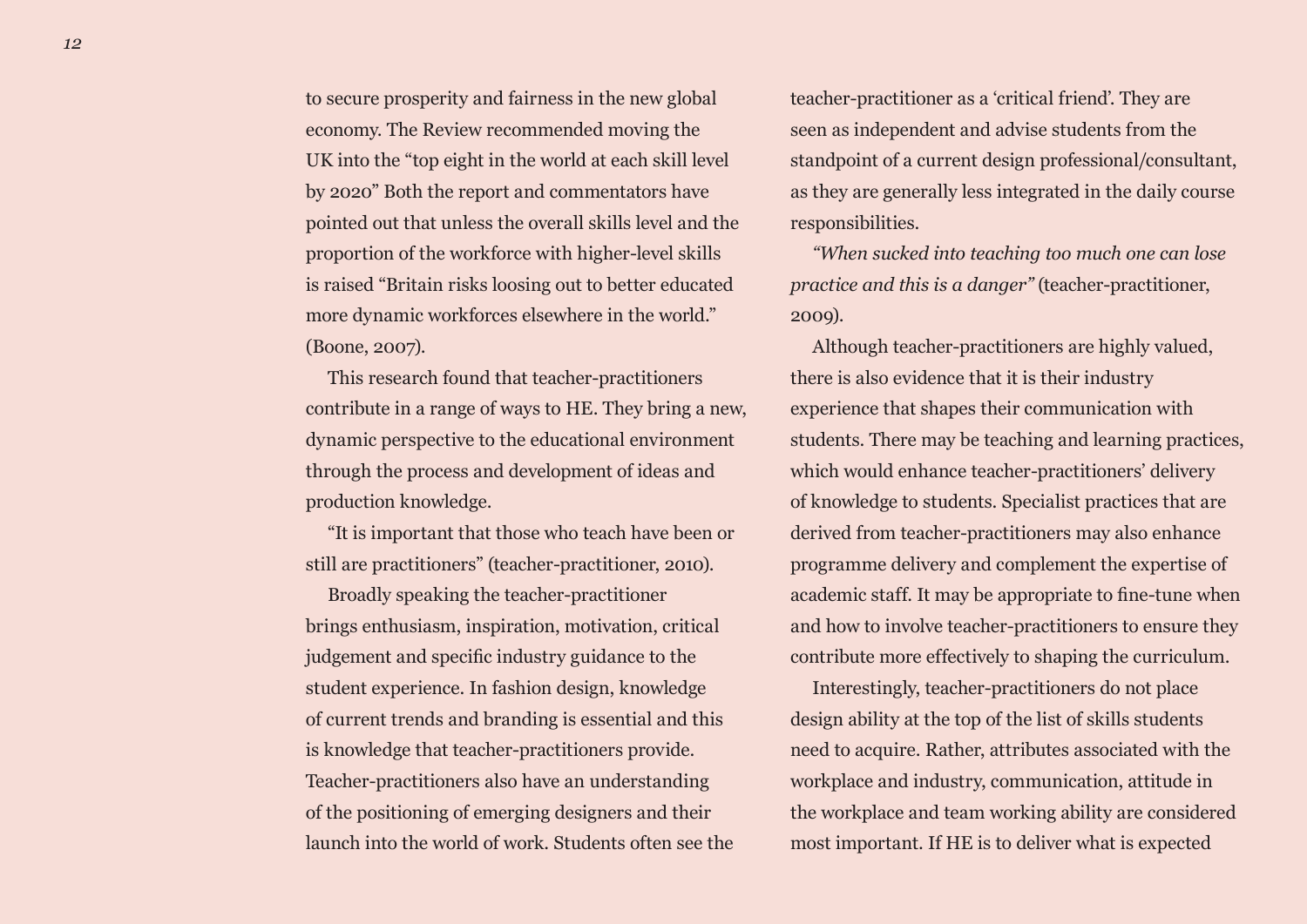to secure prosperity and fairness in the new global economy. The Review recommended moving the UK into the "top eight in the world at each skill level by 2020" Both the report and commentators have pointed out that unless the overall skills level and the proportion of the workforce with higher-level skills is raised "Britain risks loosing out to better educated more dynamic workforces elsewhere in the world." (Boone, 2007).

This research found that teacher-practitioners contribute in a range of ways to HE. They bring a new, dynamic perspective to the educational environment through the process and development of ideas and production knowledge.

"It is important that those who teach have been or still are practitioners" (teacher-practitioner, 2010).

Broadly speaking the teacher-practitioner brings enthusiasm, inspiration, motivation, critical judgement and specific industry guidance to the student experience. In fashion design, knowledge of current trends and branding is essential and this is knowledge that teacher-practitioners provide. Teacher-practitioners also have an understanding of the positioning of emerging designers and their launch into the world of work. Students often see the teacher-practitioner as a 'critical friend'. They are seen as independent and advise students from the standpoint of a current design professional/consultant, as they are generally less integrated in the daily course responsibilities.

*"When sucked into teaching too much one can lose practice and this is a danger"* (teacher-practitioner, 2009).

Although teacher-practitioners are highly valued, there is also evidence that it is their industry experience that shapes their communication with students. There may be teaching and learning practices, which would enhance teacher-practitioners' delivery of knowledge to students. Specialist practices that are derived from teacher-practitioners may also enhance programme delivery and complement the expertise of academic staff. It may be appropriate to fine-tune when and how to involve teacher-practitioners to ensure they contribute more effectively to shaping the curriculum.

Interestingly, teacher-practitioners do not place design ability at the top of the list of skills students need to acquire. Rather, attributes associated with the workplace and industry, communication, attitude in the workplace and team working ability are considered most important. If HE is to deliver what is expected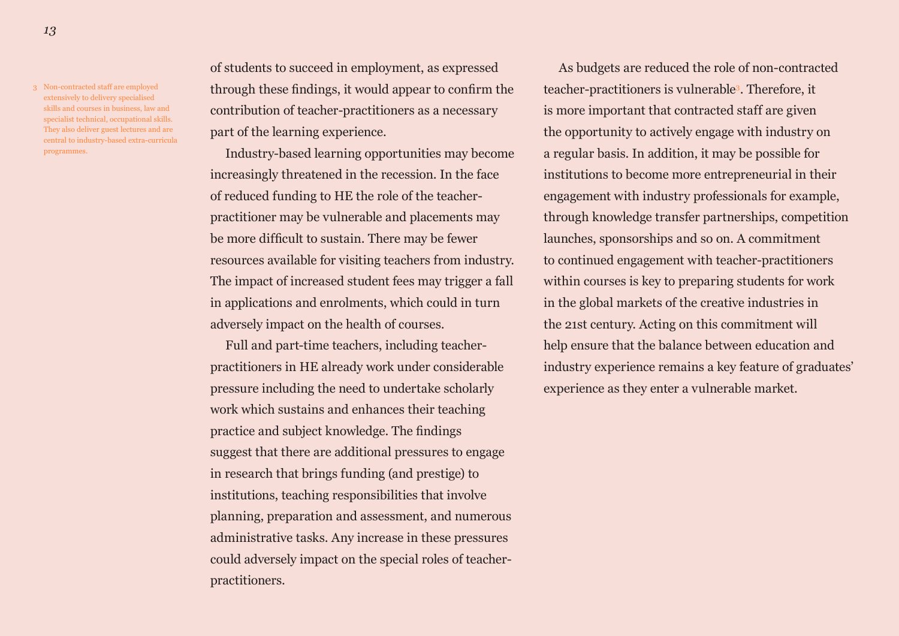of students to succeed in employment, as expressed through these findings, it would appear to confirm the contribution of teacher-practitioners as a necessary part of the learning experience.

Industry-based learning opportunities may become increasingly threatened in the recession. In the face of reduced funding to HE the role of the teacher-practitioner may be vulnerable and placements may be more difficult to sustain. There may be fewer resources available for visiting teachers from industry. The impact of increased student fees may trigger a fall in applications and enrolments, which could in turn adversely impact on the health of courses.

Full and part-time teachers, including teacher-practitioners in HE already work under considerable pressure including the need to undertake scholarly work which sustains and enhances their teaching practice and subject knowledge. The findings suggest that there are additional pressures to engage in research that brings funding (and prestige) to institutions, teaching responsibilities that involve planning, preparation and assessment, and numerous administrative tasks. Any increase in these pressures could adversely impact on the special roles of teacher-practitioners.

As budgets are reduced the role of non-contracted teacher-practitioners is vulnerable[3]. Therefore, it is more important that contracted staff are given the opportunity to actively engage with industry on a regular basis. In addition, it may be possible for institutions to become more entrepreneurial in their engagement with industry professionals for example, through knowledge transfer partnerships, competition launches, sponsorships and so on. A commitment to continued engagement with teacher-practitioners within courses is key to preparing students for work in the global markets of the creative industries in the 21st century. Acting on this commitment will help ensure that the balance between education and industry experience remains a key feature of graduates' experience as they enter a vulnerable market.

[3] Non-contracted staff are employed extensively to delivery specialised skills and courses in business, law and specialist technical, occupational skills. They also deliver guest lectures and are central to industry-based extra-curricula programmes.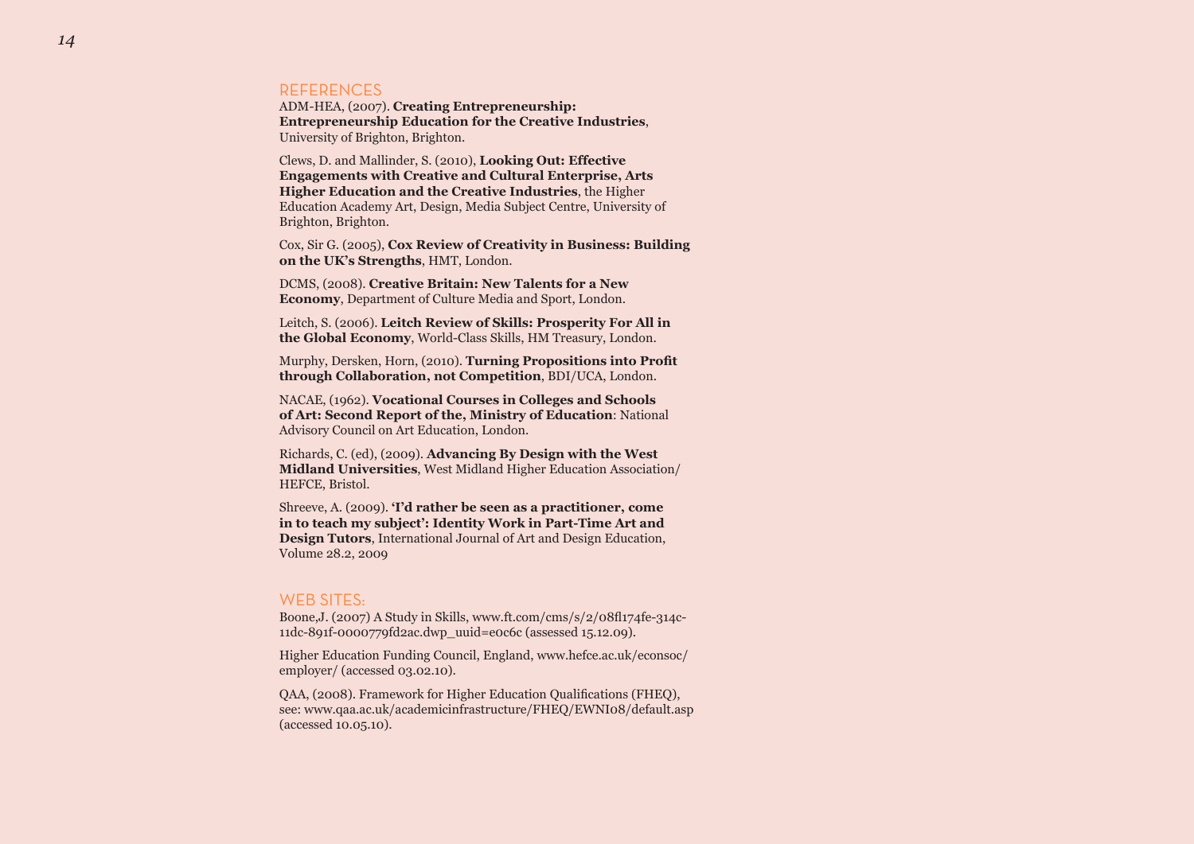## REFERENCES

ADM-HEA, (2007). **Creating Entrepreneurship: Entrepreneurship Education for the Creative Industries**, University of Brighton, Brighton.

Clews, D. and Mallinder, S. (2010), **Looking Out: Effective Engagements with Creative and Cultural Enterprise, Arts Higher Education and the Creative Industries**, the Higher Education Academy Art, Design, Media Subject Centre, University of Brighton, Brighton.

Cox, Sir G. (2005), **Cox Review of Creativity in Business: Building on the UK's Strengths**, HMT, London.

DCMS, (2008). **Creative Britain: New Talents for a New Economy**, Department of Culture Media and Sport, London.

Leitch, S. (2006). **Leitch Review of Skills: Prosperity For All in the Global Economy**, World-Class Skills, HM Treasury, London.

Murphy, Dersken, Horn, (2010). **Turning Propositions into Profit through Collaboration, not Competition**, BDI/UCA, London.

NACAE, (1962). **Vocational Courses in Colleges and Schools of Art: Second Report of the, Ministry of Education**: National Advisory Council on Art Education, London.

Richards, C. (ed), (2009). **Advancing By Design with the West Midland Universities**, West Midland Higher Education Association/ HEFCE, Bristol.

Shreeve, A. (2009). **'I'd rather be seen as a practitioner, come in to teach my subject': Identity Work in Part-Time Art and Design Tutors**, International Journal of Art and Design Education, Volume 28.2, 2009

## WEB SITES:

Boone,J. (2007) A Study in Skills, www.ft.com/cms/s/2/08fl174fe-314c-11dc-891f-0000779fd2ac.dwp_uuid=e0c6c (assessed 15.12.09).

Higher Education Funding Council, England, www.hefce.ac.uk/econsoc/employer/ (accessed 03.02.10).

QAA, (2008). Framework for Higher Education Qualifications (FHEQ), see: www.qaa.ac.uk/academicinfrastructure/FHEQ/EWNI08/default.asp (accessed 10.05.10).